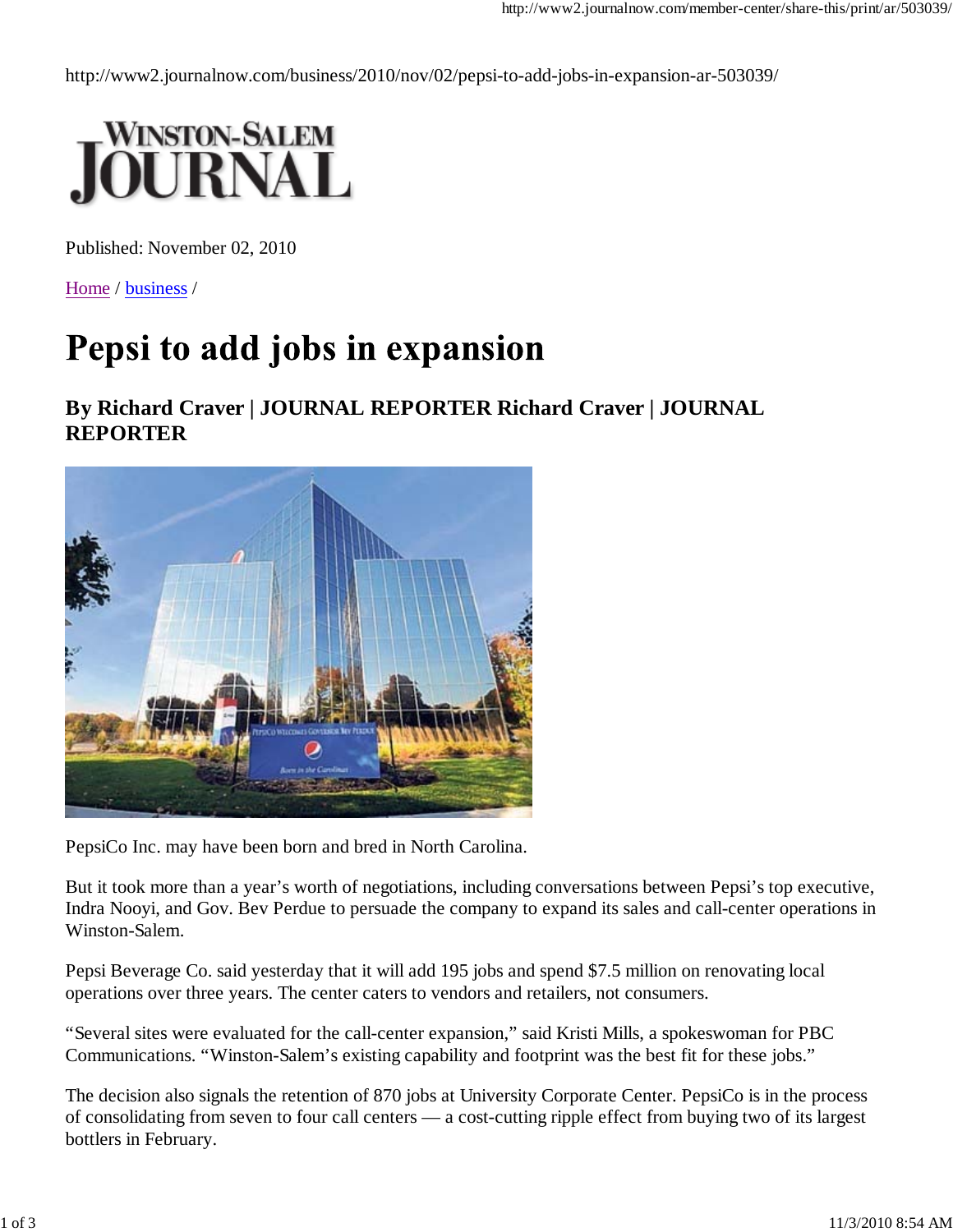http://www2.journalnow.com/business/2010/nov/02/pepsi-to-add-jobs-in-expansion-ar-503039/

WINSTON-SALEM JOURNAL

Published: November 02, 2010

Home / business /

# Pepsi to add jobs in expansion

### By Richard Craver | JOURNAL REPORTER Richard Craver | JOURNAL REPORTER

PepsiCo Inc. may have been born and bred in North Carolina.

But it took more than a year's worth of negotiations, including conversations between Pepsi's top executive, Indra Nooyi, and Gov. Bev Perdue to persuade the company to expand its sales and call-center operations in Winston-Salem.

Pepsi Beverage Co. said yesterday that it will add 195 jobs and spend $7.5 million on renovating local operations over three years. The center caters to vendors and retailers, not consumers.

"Several sites were evaluated for the call-center expansion," said Kristi Mills, a spokeswoman for PBC Communications. "Winston-Salem's existing capability and footprint was the best fit for these jobs."

The decision also signals the retention of 870 jobs at University Corporate Center. PepsiCo is in the process of consolidating from seven to four call centers — a cost-cutting ripple effect from buying two of its largest bottlers in February.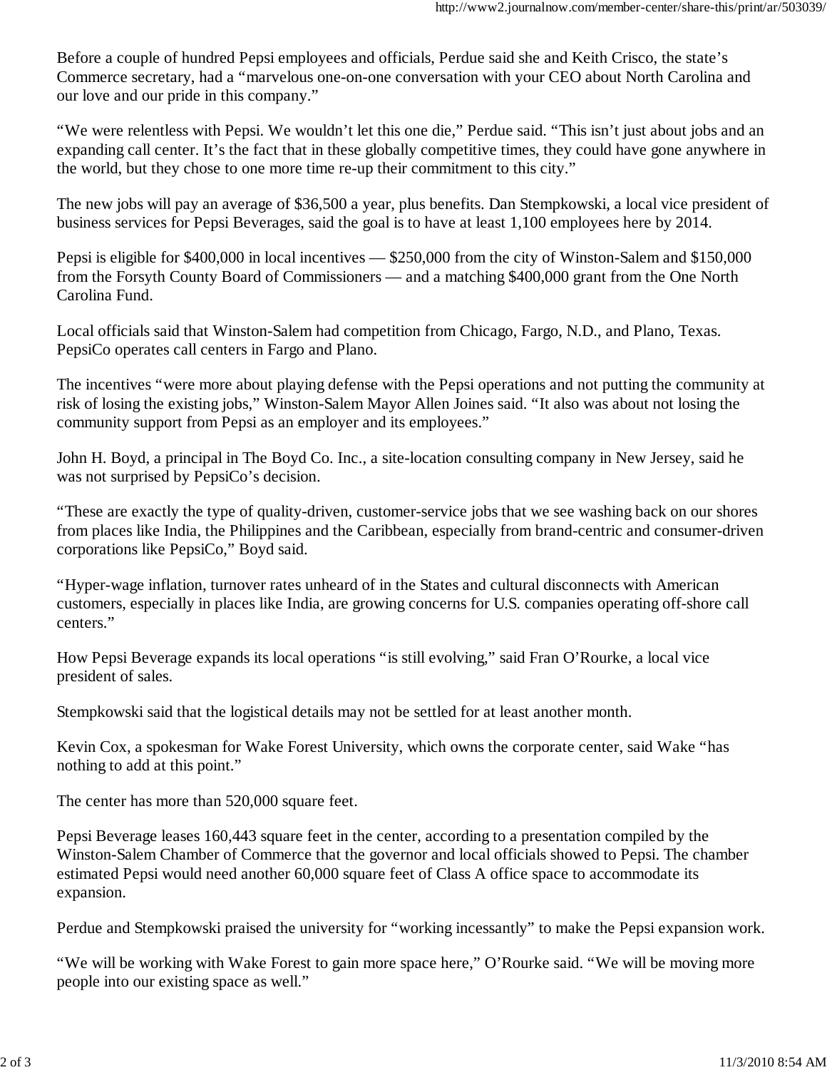Before a couple of hundred Pepsi employees and officials, Perdue said she and Keith Crisco, the state's Commerce secretary, had a "marvelous one-on-one conversation with your CEO about North Carolina and our love and our pride in this company."

"We were relentless with Pepsi. We wouldn't let this one die," Perdue said. "This isn't just about jobs and an expanding call center. It's the fact that in these globally competitive times, they could have gone anywhere in the world, but they chose to one more time re-up their commitment to this city."

The new jobs will pay an average of $36,500 a year, plus benefits. Dan Stempkowski, a local vice president of business services for Pepsi Beverages, said the goal is to have at least 1,100 employees here by 2014.

Pepsi is eligible for $400,000 in local incentives — $250,000 from the city of Winston-Salem and $150,000 from the Forsyth County Board of Commissioners — and a matching $400,000 grant from the One North Carolina Fund.

Local officials said that Winston-Salem had competition from Chicago, Fargo, N.D., and Plano, Texas. PepsiCo operates call centers in Fargo and Plano.

The incentives "were more about playing defense with the Pepsi operations and not putting the community at risk of losing the existing jobs," Winston-Salem Mayor Allen Joines said. "It also was about not losing the community support from Pepsi as an employer and its employees."

John H. Boyd, a principal in The Boyd Co. Inc., a site-location consulting company in New Jersey, said he was not surprised by PepsiCo's decision.

"These are exactly the type of quality-driven, customer-service jobs that we see washing back on our shores from places like India, the Philippines and the Caribbean, especially from brand-centric and consumer-driven corporations like PepsiCo," Boyd said.

"Hyper-wage inflation, turnover rates unheard of in the States and cultural disconnects with American customers, especially in places like India, are growing concerns for U.S. companies operating off-shore call centers."

How Pepsi Beverage expands its local operations "is still evolving," said Fran O'Rourke, a local vice president of sales.

Stempkowski said that the logistical details may not be settled for at least another month.

Kevin Cox, a spokesman for Wake Forest University, which owns the corporate center, said Wake "has nothing to add at this point."

The center has more than 520,000 square feet.

Pepsi Beverage leases 160,443 square feet in the center, according to a presentation compiled by the Winston-Salem Chamber of Commerce that the governor and local officials showed to Pepsi. The chamber estimated Pepsi would need another 60,000 square feet of Class A office space to accommodate its expansion.

Perdue and Stempkowski praised the university for "working incessantly" to make the Pepsi expansion work.

"We will be working with Wake Forest to gain more space here," O'Rourke said. "We will be moving more people into our existing space as well."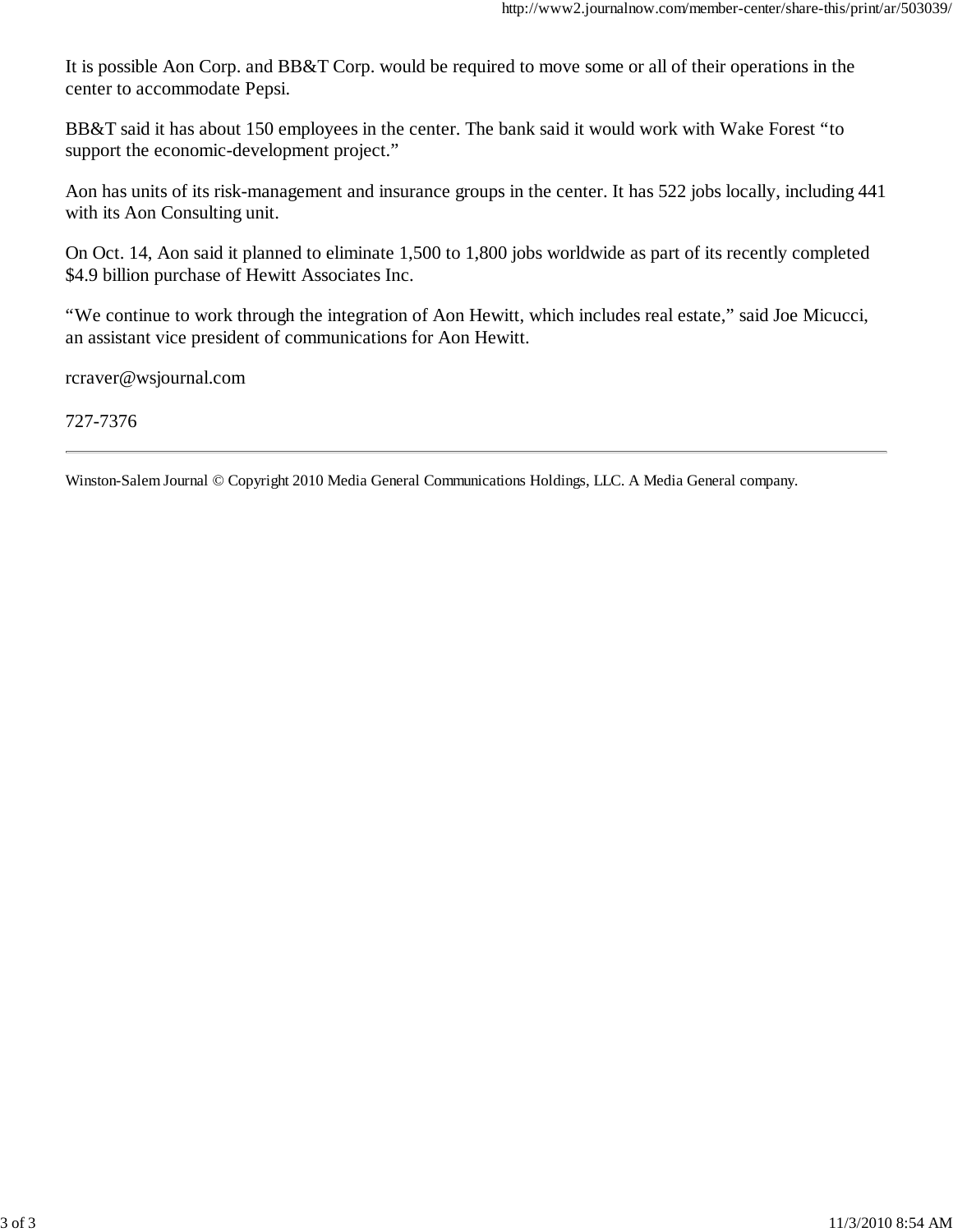It is possible Aon Corp. and BB&T Corp. would be required to move some or all of their operations in the center to accommodate Pepsi.

BB&T said it has about 150 employees in the center. The bank said it would work with Wake Forest "to support the economic-development project."

Aon has units of its risk-management and insurance groups in the center. It has 522 jobs locally, including 441 with its Aon Consulting unit.

On Oct. 14, Aon said it planned to eliminate 1,500 to 1,800 jobs worldwide as part of its recently completed $4.9 billion purchase of Hewitt Associates Inc.

"We continue to work through the integration of Aon Hewitt, which includes real estate," said Joe Micucci, an assistant vice president of communications for Aon Hewitt.

rcraver@wsjournal.com

727-7376

---

Winston-Salem Journal © Copyright 2010 Media General Communications Holdings, LLC. A Media General company.